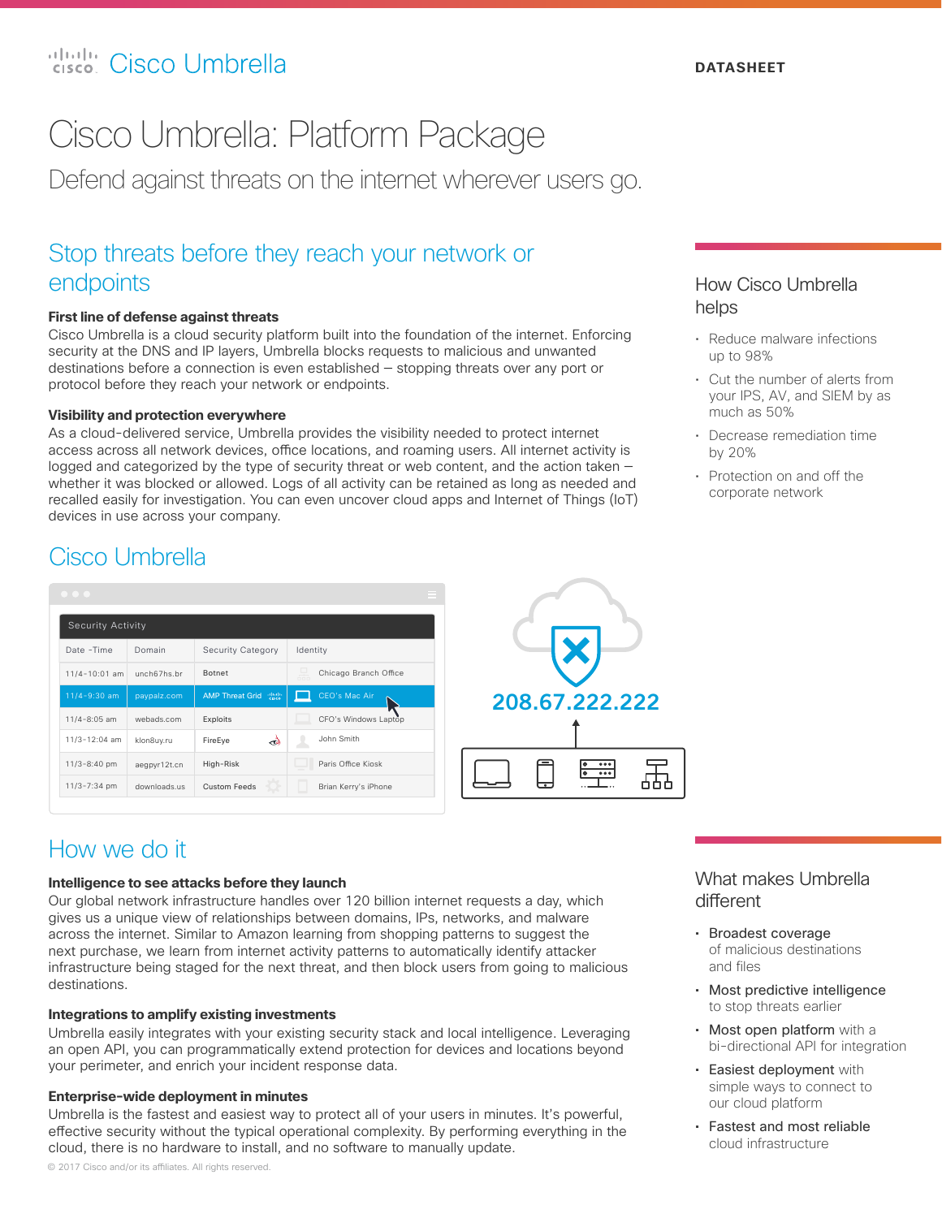# Cisco Umbrella: Platform Package

Defend against threats on the internet wherever users go.

## Stop threats before they reach your network or endpoints

**First line of defense against threats**
Cisco Umbrella is a cloud security platform built into the foundation of the internet. Enforcing security at the DNS and IP layers, Umbrella blocks requests to malicious and unwanted destinations before a connection is even established – stopping threats over any port or protocol before they reach your network or endpoints.

**Visibility and protection everywhere**
As a cloud-delivered service, Umbrella provides the visibility needed to protect internet access across all network devices, office locations, and roaming users. All internet activity is logged and categorized by the type of security threat or web content, and the action taken – whether it was blocked or allowed. Logs of all activity can be retained as long as needed and recalled easily for investigation. You can even uncover cloud apps and Internet of Things (IoT) devices in use across your company.

## Cisco Umbrella

Security Activity

| Date -Time | Domain | Security Category | Identity |
|---|---|---|---|
| 11/4-10:01 am | unch67hs.br | Botnet | Chicago Branch Office |
| 11/4-9:30 am | paypalz.com | AMP Threat Grid | CEO's Mac Air |
| 11/4-8:05 am | webads.com | Exploits | CFO's Windows Laptop |
| 11/3-12:04 am | klon8uy.ru | FireEye | John Smith |
| 11/3-8:40 pm | aegpyr12t.cn | High-Risk | Paris Office Kiosk |
| 11/3-7:34 pm | downloads.us | Custom Feeds | Brian Kerry's iPhone |

208.67.222.222

## How Cisco Umbrella helps

- Reduce malware infections up to 98%
- Cut the number of alerts from your IPS, AV, and SIEM by as much as 50%
- Decrease remediation time by 20%
- Protection on and off the corporate network

## How we do it

**Intelligence to see attacks before they launch**
Our global network infrastructure handles over 120 billion internet requests a day, which gives us a unique view of relationships between domains, IPs, networks, and malware across the internet. Similar to Amazon learning from shopping patterns to suggest the next purchase, we learn from internet activity patterns to automatically identify attacker infrastructure being staged for the next threat, and then block users from going to malicious destinations.

**Integrations to amplify existing investments**
Umbrella easily integrates with your existing security stack and local intelligence. Leveraging an open API, you can programmatically extend protection for devices and locations beyond your perimeter, and enrich your incident response data.

**Enterprise-wide deployment in minutes**
Umbrella is the fastest and easiest way to protect all of your users in minutes. It's powerful, effective security without the typical operational complexity. By performing everything in the cloud, there is no hardware to install, and no software to manually update.

## What makes Umbrella different

- **Broadest coverage** of malicious destinations and files
- **Most predictive intelligence** to stop threats earlier
- **Most open platform** with a bi-directional API for integration
- **Easiest deployment** with simple ways to connect to our cloud platform
- **Fastest and most reliable** cloud infrastructure

© 2017 Cisco and/or its affiliates. All rights reserved.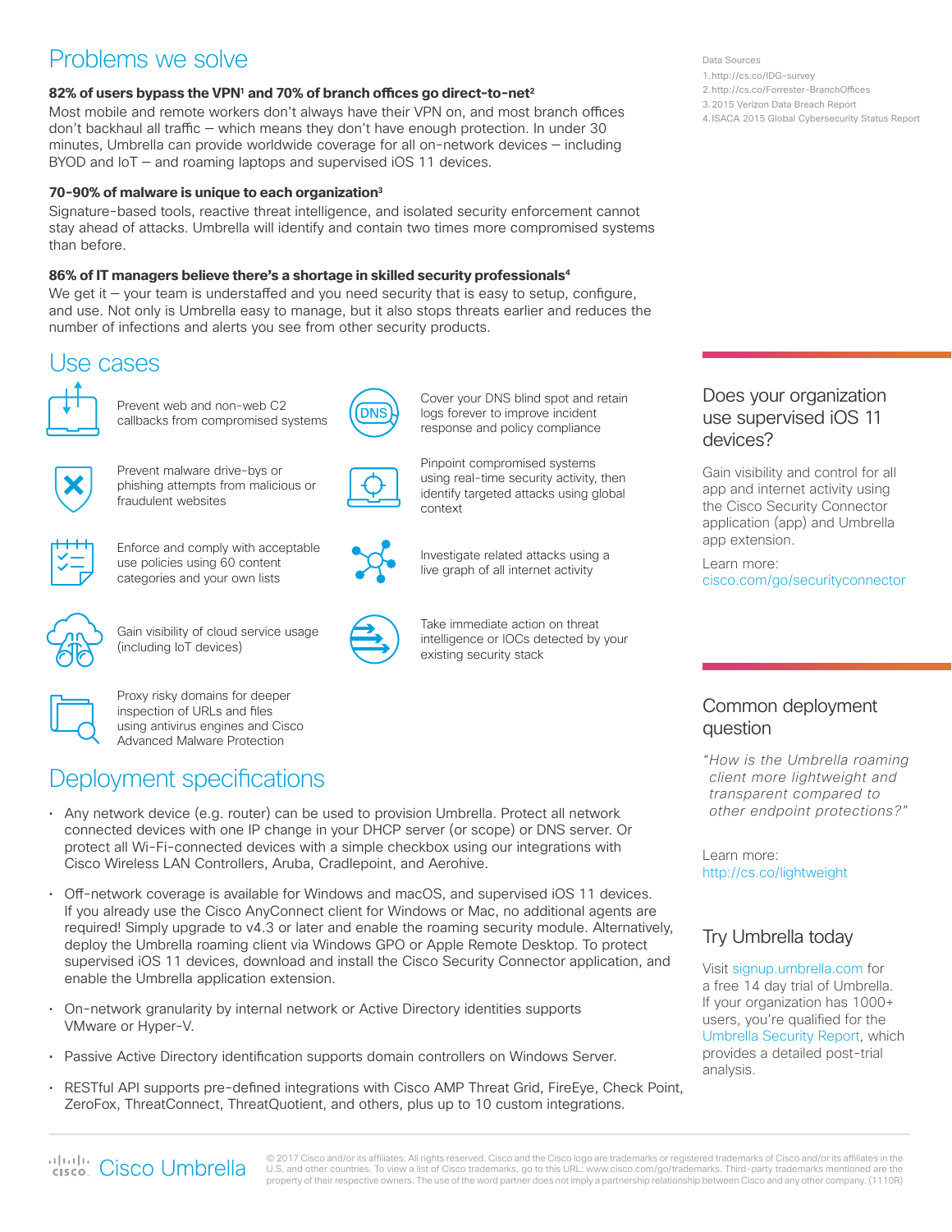# Problems we solve

**82% of users bypass the VPN[1] and 70% of branch offices go direct-to-net[2]**

Most mobile and remote workers don't always have their VPN on, and most branch offices don't backhaul all traffic – which means they don't have enough protection. In under 30 minutes, Umbrella can provide worldwide coverage for all on-network devices – including BYOD and IoT – and roaming laptops and supervised iOS 11 devices.

**70-90% of malware is unique to each organization[3]**

Signature-based tools, reactive threat intelligence, and isolated security enforcement cannot stay ahead of attacks. Umbrella will identify and contain two times more compromised systems than before.

**86% of IT managers believe there's a shortage in skilled security professionals[4]**

We get it – your team is understaffed and you need security that is easy to setup, configure, and use. Not only is Umbrella easy to manage, but it also stops threats earlier and reduces the number of infections and alerts you see from other security products.

# Use cases

- Prevent web and non-web C2 callbacks from compromised systems
- Prevent malware drive-bys or phishing attempts from malicious or fraudulent websites
- Enforce and comply with acceptable use policies using 60 content categories and your own lists
- Gain visibility of cloud service usage (including IoT devices)
- Proxy risky domains for deeper inspection of URLs and files using antivirus engines and Cisco Advanced Malware Protection
- Cover your DNS blind spot and retain logs forever to improve incident response and policy compliance
- Pinpoint compromised systems using real-time security activity, then identify targeted attacks using global context
- Investigate related attacks using a live graph of all internet activity
- Take immediate action on threat intelligence or IOCs detected by your existing security stack

# Deployment specifications

- Any network device (e.g. router) can be used to provision Umbrella. Protect all network connected devices with one IP change in your DHCP server (or scope) or DNS server. Or protect all Wi-Fi-connected devices with a simple checkbox using our integrations with Cisco Wireless LAN Controllers, Aruba, Cradlepoint, and Aerohive.
- Off-network coverage is available for Windows and macOS, and supervised iOS 11 devices. If you already use the Cisco AnyConnect client for Windows or Mac, no additional agents are required! Simply upgrade to v4.3 or later and enable the roaming security module. Alternatively, deploy the Umbrella roaming client via Windows GPO or Apple Remote Desktop. To protect supervised iOS 11 devices, download and install the Cisco Security Connector application, and enable the Umbrella application extension.
- On-network granularity by internal network or Active Directory identities supports VMware or Hyper-V.
- Passive Active Directory identification supports domain controllers on Windows Server.
- RESTful API supports pre-defined integrations with Cisco AMP Threat Grid, FireEye, Check Point, ZeroFox, ThreatConnect, ThreatQuotient, and others, plus up to 10 custom integrations.

Data Sources

1. http://cs.co/IDG-survey
2. http://cs.co/Forrester-BranchOffices
3. 2015 Verizon Data Breach Report
4. ISACA 2015 Global Cybersecurity Status Report

## Does your organization use supervised iOS 11 devices?

Gain visibility and control for all app and internet activity using the Cisco Security Connector application (app) and Umbrella app extension.

Learn more:
cisco.com/go/securityconnector

## Common deployment question

*"How is the Umbrella roaming client more lightweight and transparent compared to other endpoint protections?"*

Learn more:
http://cs.co/lightweight

## Try Umbrella today

Visit signup.umbrella.com for a free 14 day trial of Umbrella. If your organization has 1000+ users, you're qualified for the Umbrella Security Report, which provides a detailed post-trial analysis.

Cisco Umbrella

© 2017 Cisco and/or its affiliates. All rights reserved. Cisco and the Cisco logo are trademarks or registered trademarks of Cisco and/or its affiliates in the U.S. and other countries. To view a list of Cisco trademarks, go to this URL: www.cisco.com/go/trademarks. Third-party trademarks mentioned are the property of their respective owners. The use of the word partner does not imply a partnership relationship between Cisco and any other company. (1110R)